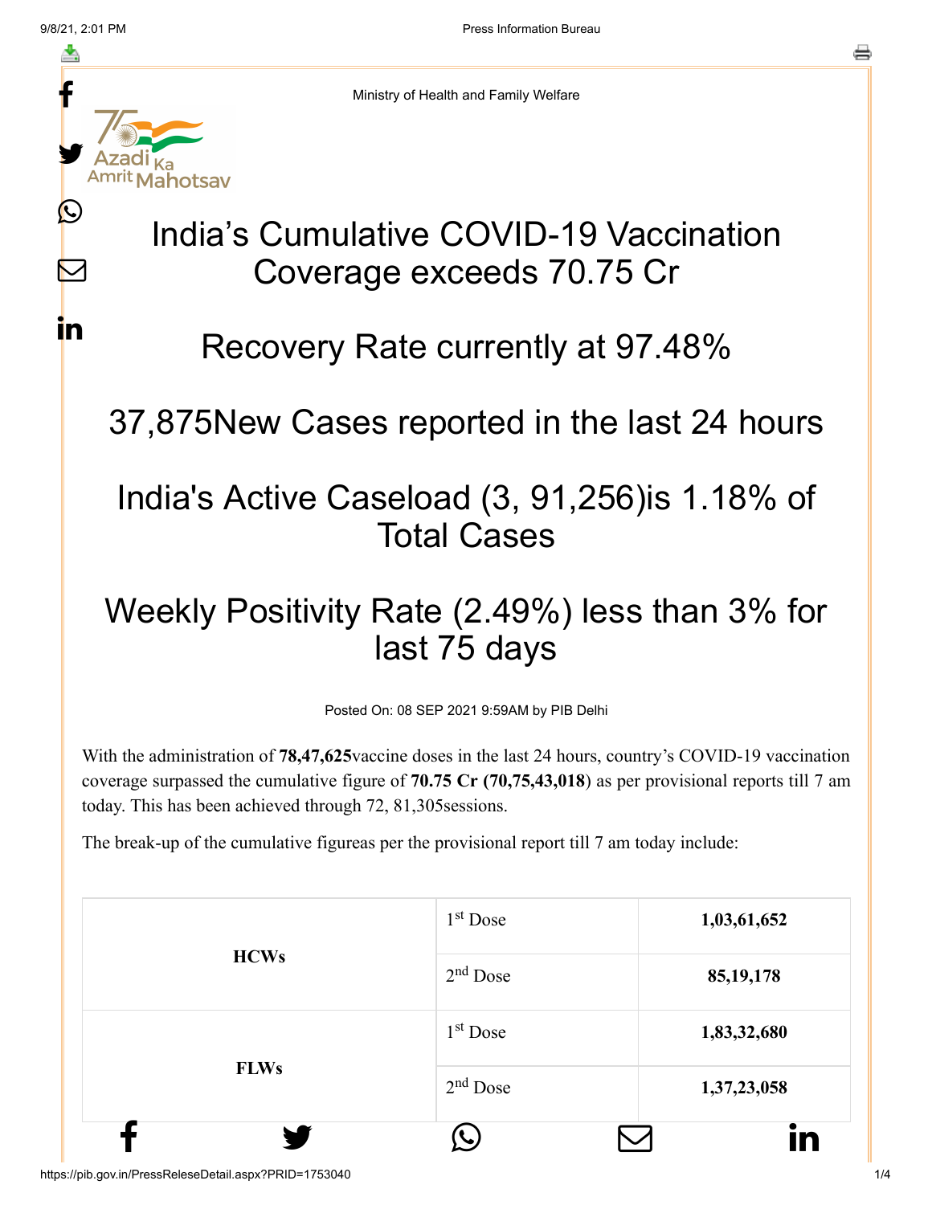Ministry of Health and Family Welfare

# India's Cumulative COVID-19 Vaccination Coverage exceeds 70.75 Cr

# Recovery Rate currently at 97.48%

# 37,875New Cases reported in the last 24 hours

# India's Active Caseload (3, 91,256)is 1.18% of Total Cases

# Weekly Positivity Rate (2.49%) less than 3% for last 75 days

Posted On: 08 SEP 2021 9:59AM by PIB Delhi

With the administration of **78,47,625**vaccine doses in the last 24 hours, country's COVID-19 vaccination coverage surpassed the cumulative figure of **70.75 Cr (70,75,43,018**) as per provisional reports till 7 am today. This has been achieved through 72, 81,305sessions.

The break-up of the cumulative figureas per the provisional report till 7 am today include:

| | | |
|---|---|---|
| **HCWs** | 1st Dose | **1,03,61,652** |
| | 2nd Dose | **85,19,178** |
| **FLWs** | 1st Dose | **1,83,32,680** |
| | 2nd Dose | **1,37,23,058** |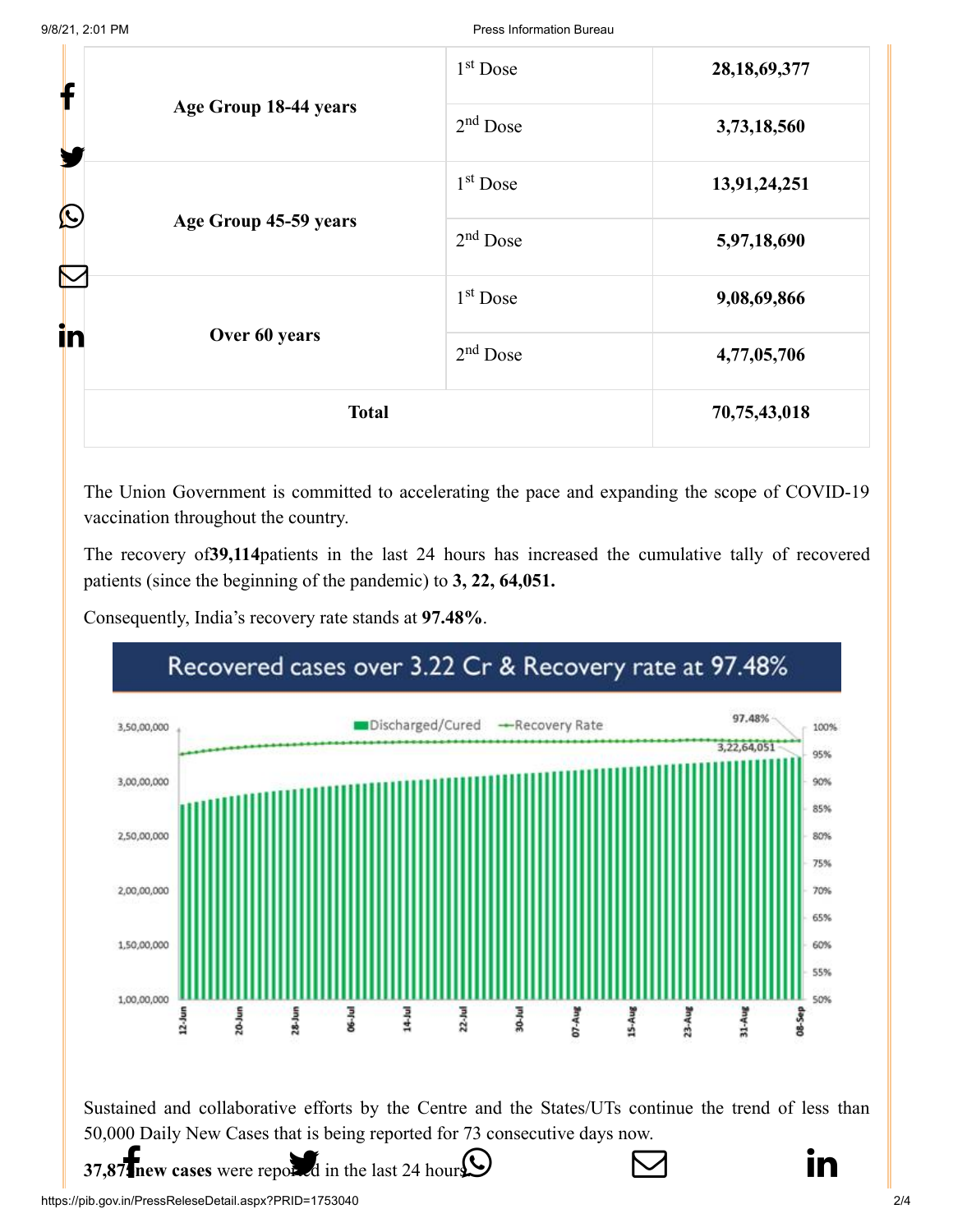| Age Group 18-44 years | 1st Dose | 28,18,69,377 |
|---|---|---|
| | 2nd Dose | 3,73,18,560 |
| Age Group 45-59 years | 1st Dose | 13,91,24,251 |
| | 2nd Dose | 5,97,18,690 |
| Over 60 years | 1st Dose | 9,08,69,866 |
| | 2nd Dose | 4,77,05,706 |
| **Total** | | **70,75,43,018** |

The Union Government is committed to accelerating the pace and expanding the scope of COVID-19 vaccination throughout the country.

The recovery of**39,114**patients in the last 24 hours has increased the cumulative tally of recovered patients (since the beginning of the pandemic) to **3, 22, 64,051.**

Consequently, India's recovery rate stands at **97.48%**.

Recovered cases over 3.22 Cr & Recovery rate at 97.48%

Sustained and collaborative efforts by the Centre and the States/UTs continue the trend of less than 50,000 Daily New Cases that is being reported for 73 consecutive days now.

**37,875 new cases** were reported in the last 24 hours.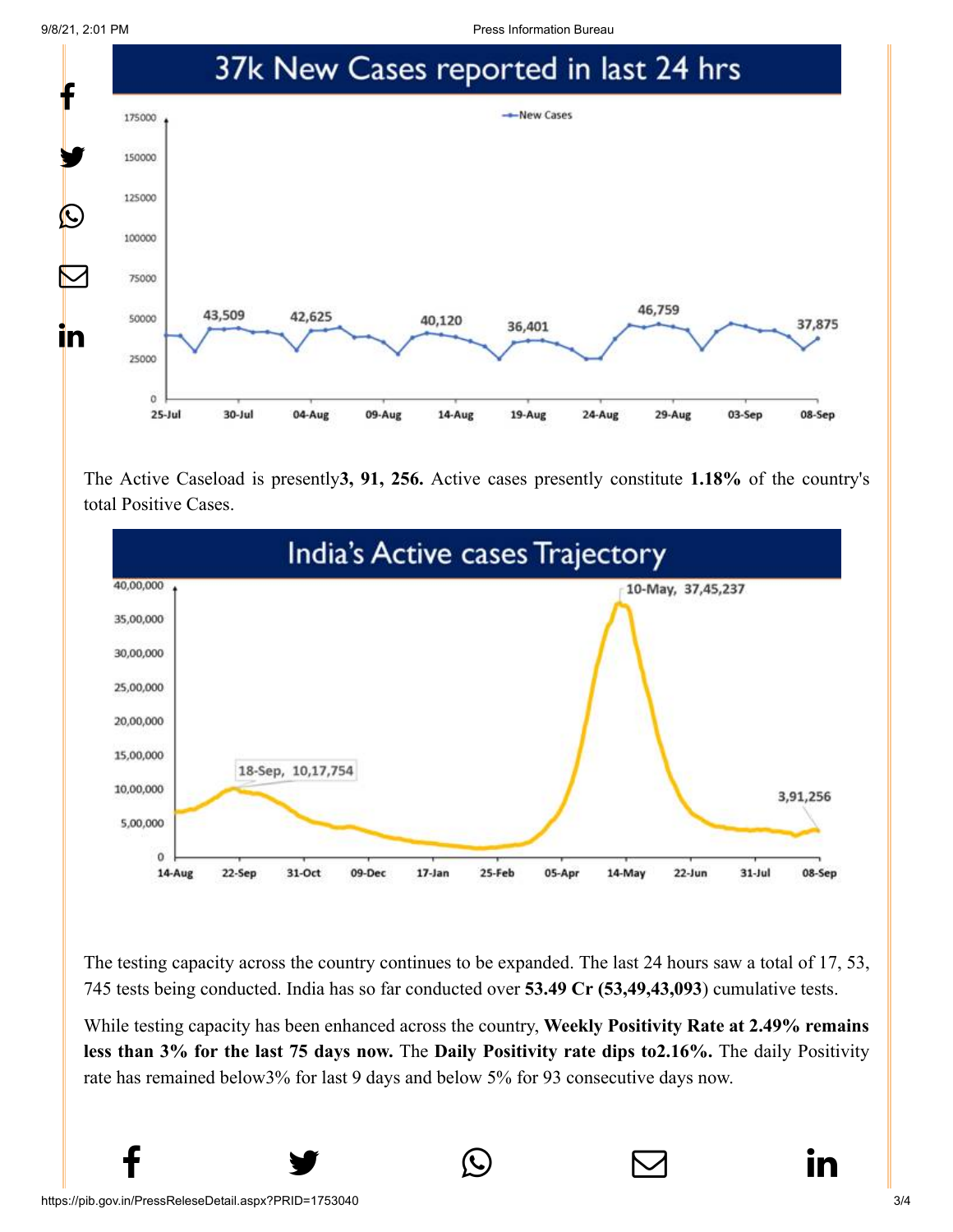## 37k New Cases reported in last 24 hrs

The Active Caseload is presently**3, 91, 256.** Active cases presently constitute **1.18%** of the country's total Positive Cases.

## India's Active cases Trajectory

The testing capacity across the country continues to be expanded. The last 24 hours saw a total of 17, 53, 745 tests being conducted. India has so far conducted over **53.49 Cr (53,49,43,093**) cumulative tests.

While testing capacity has been enhanced across the country, **Weekly Positivity Rate at 2.49% remains less than 3% for the last 75 days now.** The **Daily Positivity rate dips to2.16%.** The daily Positivity rate has remained below3% for last 9 days and below 5% for 93 consecutive days now.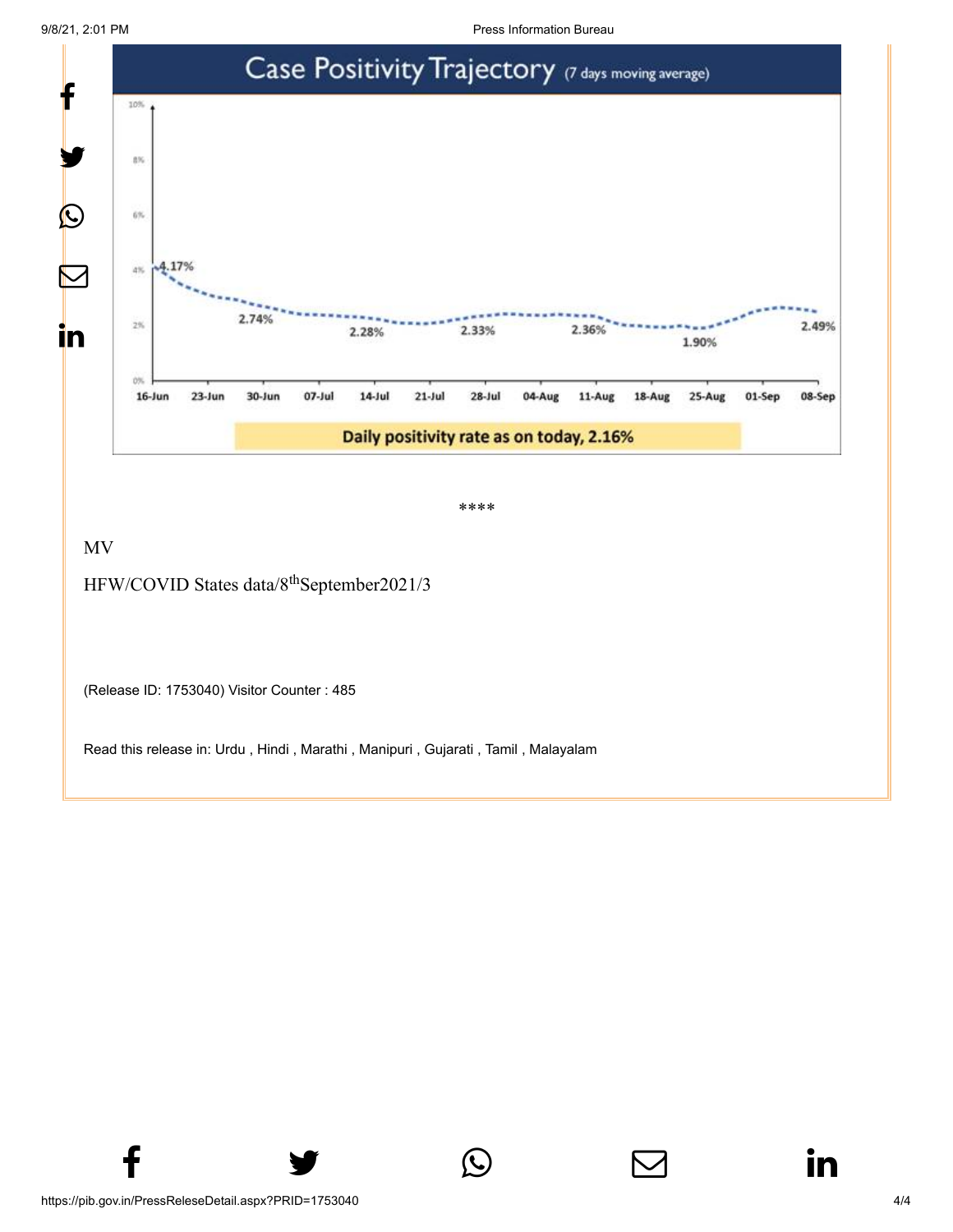Case Positivity Trajectory (7 days moving average)

10%
8%
6%
4%
2%
0%

4.17%
2.74%
2.28%
2.33%
2.36%
1.90%
2.49%

16-Jun
23-Jun
30-Jun
07-Jul
14-Jul
21-Jul
28-Jul
04-Aug
11-Aug
18-Aug
25-Aug
01-Sep
08-Sep

Daily positivity rate as on today, 2.16%

****

MV

HFW/COVID States data/8thSeptember2021/3

(Release ID: 1753040) Visitor Counter : 485

Read this release in: Urdu , Hindi , Marathi , Manipuri , Gujarati , Tamil , Malayalam